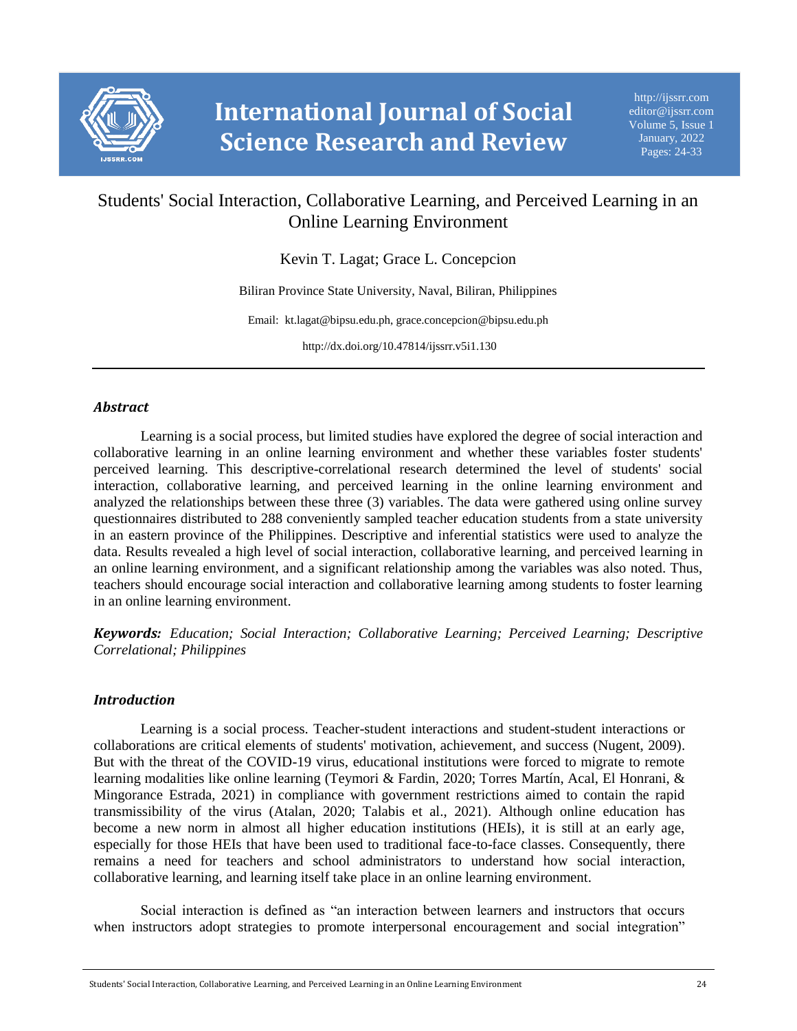# Students' Social Interaction, Collaborative Learning, and Perceived Learning in an Online Learning Environment

Kevin T. Lagat; Grace L. Concepcion

Biliran Province State University, Naval, Biliran, Philippines

Email: kt.lagat@bipsu.edu.ph, grace.concepcion@bipsu.edu.ph

http://dx.doi.org/10.47814/ijssrr.v5i1.130

---

### *Abstract*

Learning is a social process, but limited studies have explored the degree of social interaction and collaborative learning in an online learning environment and whether these variables foster students' perceived learning. This descriptive-correlational research determined the level of students' social interaction, collaborative learning, and perceived learning in the online learning environment and analyzed the relationships between these three (3) variables. The data were gathered using online survey questionnaires distributed to 288 conveniently sampled teacher education students from a state university in an eastern province of the Philippines. Descriptive and inferential statistics were used to analyze the data. Results revealed a high level of social interaction, collaborative learning, and perceived learning in an online learning environment, and a significant relationship among the variables was also noted. Thus, teachers should encourage social interaction and collaborative learning among students to foster learning in an online learning environment.

***Keywords:*** *Education; Social Interaction; Collaborative Learning; Perceived Learning; Descriptive Correlational; Philippines*

### *Introduction*

Learning is a social process. Teacher-student interactions and student-student interactions or collaborations are critical elements of students' motivation, achievement, and success (Nugent, 2009). But with the threat of the COVID-19 virus, educational institutions were forced to migrate to remote learning modalities like online learning (Teymori & Fardin, 2020; Torres Martín, Acal, El Honrani, & Mingorance Estrada, 2021) in compliance with government restrictions aimed to contain the rapid transmissibility of the virus (Atalan, 2020; Talabis et al., 2021). Although online education has become a new norm in almost all higher education institutions (HEIs), it is still at an early age, especially for those HEIs that have been used to traditional face-to-face classes. Consequently, there remains a need for teachers and school administrators to understand how social interaction, collaborative learning, and learning itself take place in an online learning environment.

Social interaction is defined as "an interaction between learners and instructors that occurs when instructors adopt strategies to promote interpersonal encouragement and social integration"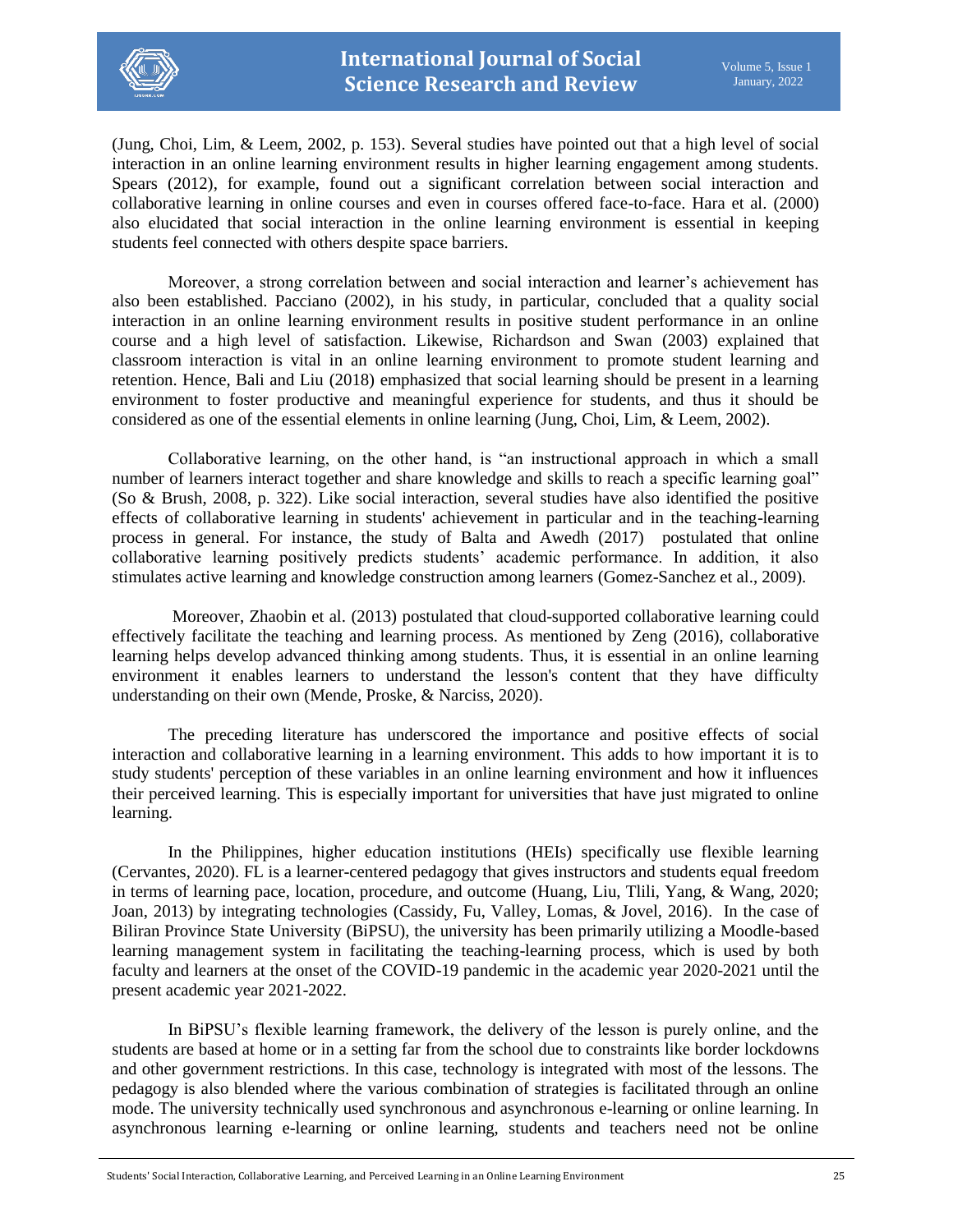(Jung, Choi, Lim, & Leem, 2002, p. 153). Several studies have pointed out that a high level of social interaction in an online learning environment results in higher learning engagement among students. Spears (2012), for example, found out a significant correlation between social interaction and collaborative learning in online courses and even in courses offered face-to-face. Hara et al. (2000) also elucidated that social interaction in the online learning environment is essential in keeping students feel connected with others despite space barriers.

Moreover, a strong correlation between and social interaction and learner's achievement has also been established. Pacciano (2002), in his study, in particular, concluded that a quality social interaction in an online learning environment results in positive student performance in an online course and a high level of satisfaction. Likewise, Richardson and Swan (2003) explained that classroom interaction is vital in an online learning environment to promote student learning and retention. Hence, Bali and Liu (2018) emphasized that social learning should be present in a learning environment to foster productive and meaningful experience for students, and thus it should be considered as one of the essential elements in online learning (Jung, Choi, Lim, & Leem, 2002).

Collaborative learning, on the other hand, is "an instructional approach in which a small number of learners interact together and share knowledge and skills to reach a specific learning goal" (So & Brush, 2008, p. 322). Like social interaction, several studies have also identified the positive effects of collaborative learning in students' achievement in particular and in the teaching-learning process in general. For instance, the study of Balta and Awedh (2017) postulated that online collaborative learning positively predicts students' academic performance. In addition, it also stimulates active learning and knowledge construction among learners (Gomez-Sanchez et al., 2009).

Moreover, Zhaobin et al. (2013) postulated that cloud-supported collaborative learning could effectively facilitate the teaching and learning process. As mentioned by Zeng (2016), collaborative learning helps develop advanced thinking among students. Thus, it is essential in an online learning environment it enables learners to understand the lesson's content that they have difficulty understanding on their own (Mende, Proske, & Narciss, 2020).

The preceding literature has underscored the importance and positive effects of social interaction and collaborative learning in a learning environment. This adds to how important it is to study students' perception of these variables in an online learning environment and how it influences their perceived learning. This is especially important for universities that have just migrated to online learning.

In the Philippines, higher education institutions (HEIs) specifically use flexible learning (Cervantes, 2020). FL is a learner-centered pedagogy that gives instructors and students equal freedom in terms of learning pace, location, procedure, and outcome (Huang, Liu, Tlili, Yang, & Wang, 2020; Joan, 2013) by integrating technologies (Cassidy, Fu, Valley, Lomas, & Jovel, 2016). In the case of Biliran Province State University (BiPSU), the university has been primarily utilizing a Moodle-based learning management system in facilitating the teaching-learning process, which is used by both faculty and learners at the onset of the COVID-19 pandemic in the academic year 2020-2021 until the present academic year 2021-2022.

In BiPSU's flexible learning framework, the delivery of the lesson is purely online, and the students are based at home or in a setting far from the school due to constraints like border lockdowns and other government restrictions. In this case, technology is integrated with most of the lessons. The pedagogy is also blended where the various combination of strategies is facilitated through an online mode. The university technically used synchronous and asynchronous e-learning or online learning. In asynchronous learning e-learning or online learning, students and teachers need not be online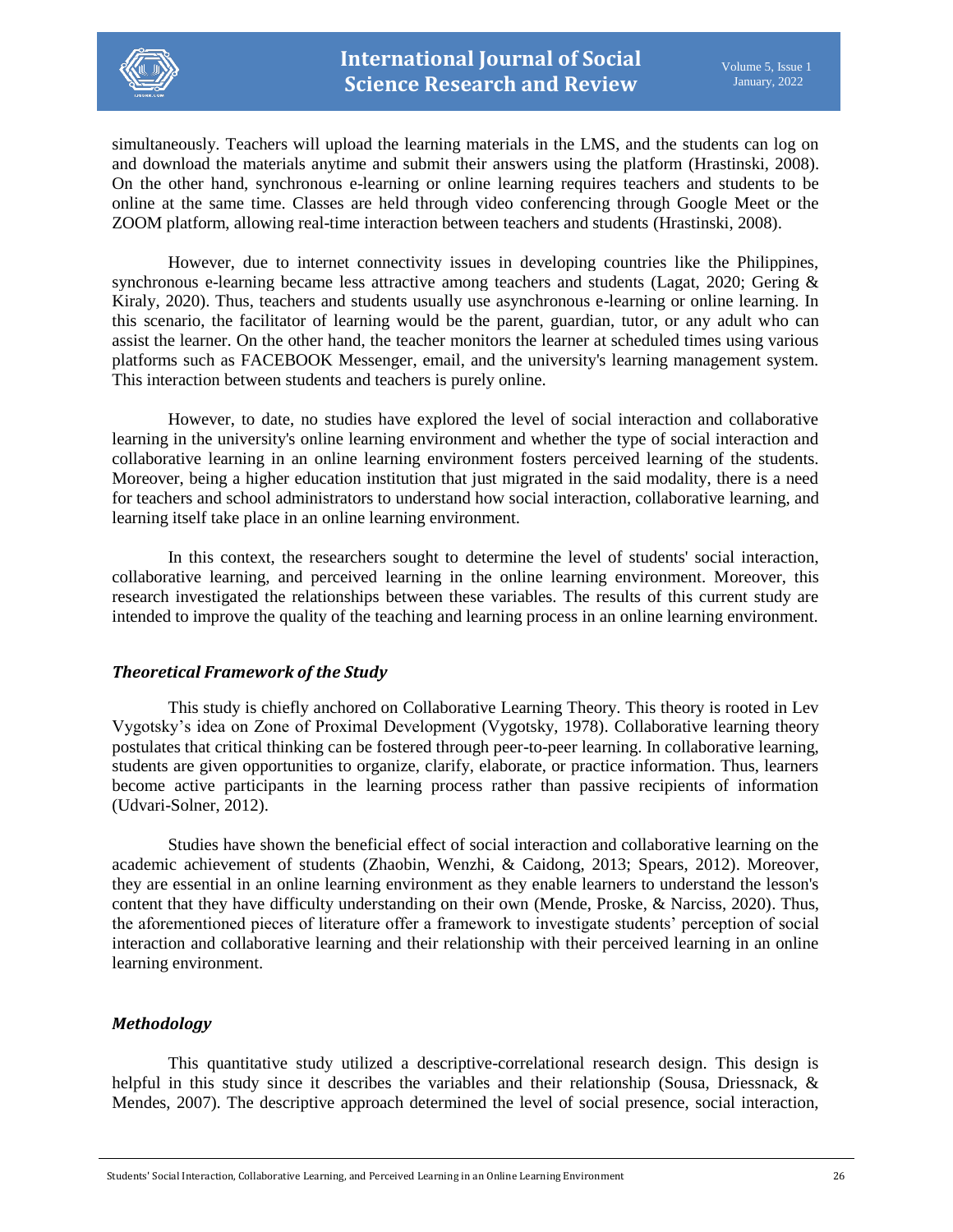simultaneously. Teachers will upload the learning materials in the LMS, and the students can log on and download the materials anytime and submit their answers using the platform (Hrastinski, 2008). On the other hand, synchronous e-learning or online learning requires teachers and students to be online at the same time. Classes are held through video conferencing through Google Meet or the ZOOM platform, allowing real-time interaction between teachers and students (Hrastinski, 2008).

However, due to internet connectivity issues in developing countries like the Philippines, synchronous e-learning became less attractive among teachers and students (Lagat, 2020; Gering & Kiraly, 2020). Thus, teachers and students usually use asynchronous e-learning or online learning. In this scenario, the facilitator of learning would be the parent, guardian, tutor, or any adult who can assist the learner. On the other hand, the teacher monitors the learner at scheduled times using various platforms such as FACEBOOK Messenger, email, and the university's learning management system. This interaction between students and teachers is purely online.

However, to date, no studies have explored the level of social interaction and collaborative learning in the university's online learning environment and whether the type of social interaction and collaborative learning in an online learning environment fosters perceived learning of the students. Moreover, being a higher education institution that just migrated in the said modality, there is a need for teachers and school administrators to understand how social interaction, collaborative learning, and learning itself take place in an online learning environment.

In this context, the researchers sought to determine the level of students' social interaction, collaborative learning, and perceived learning in the online learning environment. Moreover, this research investigated the relationships between these variables. The results of this current study are intended to improve the quality of the teaching and learning process in an online learning environment.

### *Theoretical Framework of the Study*

This study is chiefly anchored on Collaborative Learning Theory. This theory is rooted in Lev Vygotsky's idea on Zone of Proximal Development (Vygotsky, 1978). Collaborative learning theory postulates that critical thinking can be fostered through peer-to-peer learning. In collaborative learning, students are given opportunities to organize, clarify, elaborate, or practice information. Thus, learners become active participants in the learning process rather than passive recipients of information (Udvari-Solner, 2012).

Studies have shown the beneficial effect of social interaction and collaborative learning on the academic achievement of students (Zhaobin, Wenzhi, & Caidong, 2013; Spears, 2012). Moreover, they are essential in an online learning environment as they enable learners to understand the lesson's content that they have difficulty understanding on their own (Mende, Proske, & Narciss, 2020). Thus, the aforementioned pieces of literature offer a framework to investigate students' perception of social interaction and collaborative learning and their relationship with their perceived learning in an online learning environment.

### *Methodology*

This quantitative study utilized a descriptive-correlational research design. This design is helpful in this study since it describes the variables and their relationship (Sousa, Driessnack, & Mendes, 2007). The descriptive approach determined the level of social presence, social interaction,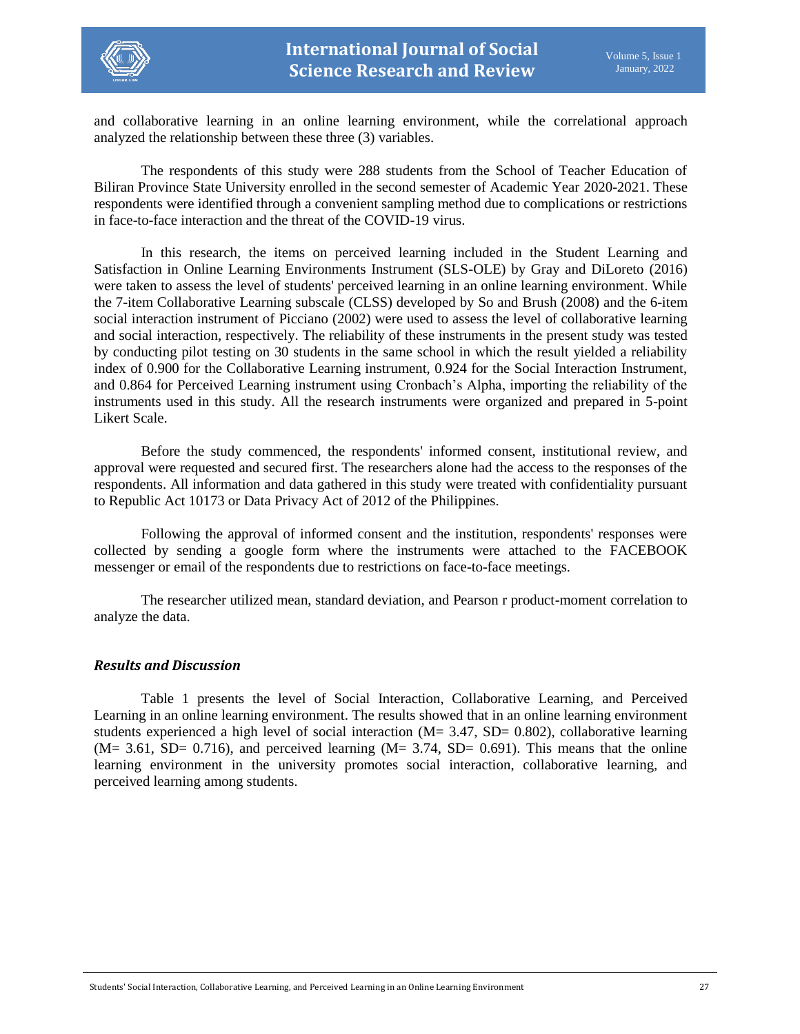and collaborative learning in an online learning environment, while the correlational approach analyzed the relationship between these three (3) variables.

The respondents of this study were 288 students from the School of Teacher Education of Biliran Province State University enrolled in the second semester of Academic Year 2020-2021. These respondents were identified through a convenient sampling method due to complications or restrictions in face-to-face interaction and the threat of the COVID-19 virus.

In this research, the items on perceived learning included in the Student Learning and Satisfaction in Online Learning Environments Instrument (SLS-OLE) by Gray and DiLoreto (2016) were taken to assess the level of students' perceived learning in an online learning environment. While the 7-item Collaborative Learning subscale (CLSS) developed by So and Brush (2008) and the 6-item social interaction instrument of Picciano (2002) were used to assess the level of collaborative learning and social interaction, respectively. The reliability of these instruments in the present study was tested by conducting pilot testing on 30 students in the same school in which the result yielded a reliability index of 0.900 for the Collaborative Learning instrument, 0.924 for the Social Interaction Instrument, and 0.864 for Perceived Learning instrument using Cronbach's Alpha, importing the reliability of the instruments used in this study. All the research instruments were organized and prepared in 5-point Likert Scale.

Before the study commenced, the respondents' informed consent, institutional review, and approval were requested and secured first. The researchers alone had the access to the responses of the respondents. All information and data gathered in this study were treated with confidentiality pursuant to Republic Act 10173 or Data Privacy Act of 2012 of the Philippines.

Following the approval of informed consent and the institution, respondents' responses were collected by sending a google form where the instruments were attached to the FACEBOOK messenger or email of the respondents due to restrictions on face-to-face meetings.

The researcher utilized mean, standard deviation, and Pearson r product-moment correlation to analyze the data.

### ***Results and Discussion***

Table 1 presents the level of Social Interaction, Collaborative Learning, and Perceived Learning in an online learning environment. The results showed that in an online learning environment students experienced a high level of social interaction (M= 3.47, SD= 0.802), collaborative learning (M= 3.61, SD= 0.716), and perceived learning (M= 3.74, SD= 0.691). This means that the online learning environment in the university promotes social interaction, collaborative learning, and perceived learning among students.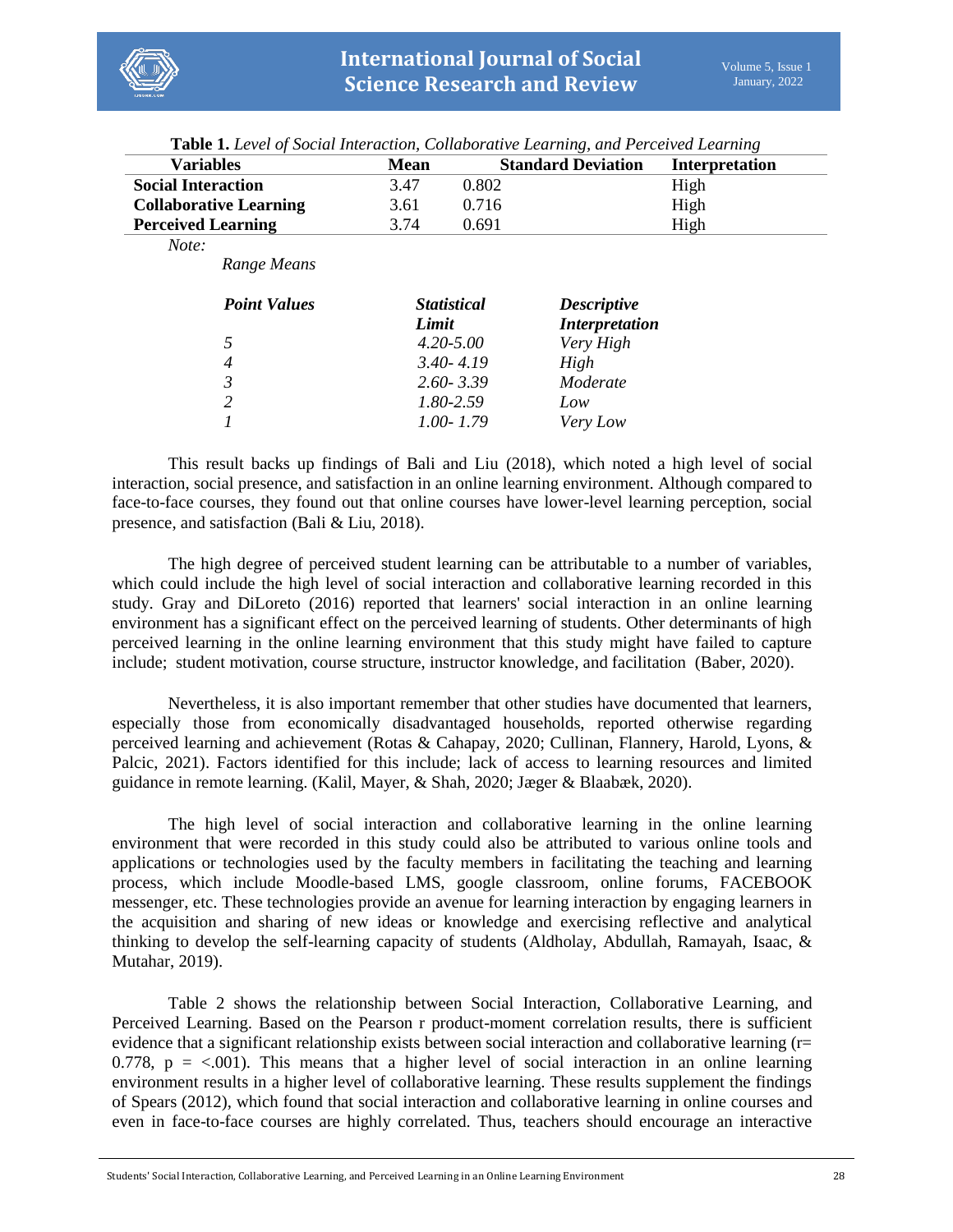**Table 1.** *Level of Social Interaction, Collaborative Learning, and Perceived Learning*

| Variables | Mean | Standard Deviation | Interpretation |
|---|---|---|---|
| **Social Interaction** | 3.47 | 0.802 | High |
| **Collaborative Learning** | 3.61 | 0.716 | High |
| **Perceived Learning** | 3.74 | 0.691 | High |

*Note:*

*Range Means*

| *Point Values* | *Statistical Limit* | *Descriptive Interpretation* |
|---|---|---|
| *5* | *4.20-5.00* | *Very High* |
| *4* | *3.40- 4.19* | *High* |
| *3* | *2.60- 3.39* | *Moderate* |
| *2* | *1.80-2.59* | *Low* |
| *1* | *1.00- 1.79* | *Very Low* |

This result backs up findings of Bali and Liu (2018), which noted a high level of social interaction, social presence, and satisfaction in an online learning environment. Although compared to face-to-face courses, they found out that online courses have lower-level learning perception, social presence, and satisfaction (Bali & Liu, 2018).

The high degree of perceived student learning can be attributable to a number of variables, which could include the high level of social interaction and collaborative learning recorded in this study. Gray and DiLoreto (2016) reported that learners' social interaction in an online learning environment has a significant effect on the perceived learning of students. Other determinants of high perceived learning in the online learning environment that this study might have failed to capture include; student motivation, course structure, instructor knowledge, and facilitation (Baber, 2020).

Nevertheless, it is also important remember that other studies have documented that learners, especially those from economically disadvantaged households, reported otherwise regarding perceived learning and achievement (Rotas & Cahapay, 2020; Cullinan, Flannery, Harold, Lyons, & Palcic, 2021). Factors identified for this include; lack of access to learning resources and limited guidance in remote learning. (Kalil, Mayer, & Shah, 2020; Jæger & Blaabæk, 2020).

The high level of social interaction and collaborative learning in the online learning environment that were recorded in this study could also be attributed to various online tools and applications or technologies used by the faculty members in facilitating the teaching and learning process, which include Moodle-based LMS, google classroom, online forums, FACEBOOK messenger, etc. These technologies provide an avenue for learning interaction by engaging learners in the acquisition and sharing of new ideas or knowledge and exercising reflective and analytical thinking to develop the self-learning capacity of students (Aldholay, Abdullah, Ramayah, Isaac, & Mutahar, 2019).

Table 2 shows the relationship between Social Interaction, Collaborative Learning, and Perceived Learning. Based on the Pearson r product-moment correlation results, there is sufficient evidence that a significant relationship exists between social interaction and collaborative learning ($r= 0.778$, $p = <.001$). This means that a higher level of social interaction in an online learning environment results in a higher level of collaborative learning. These results supplement the findings of Spears (2012), which found that social interaction and collaborative learning in online courses and even in face-to-face courses are highly correlated. Thus, teachers should encourage an interactive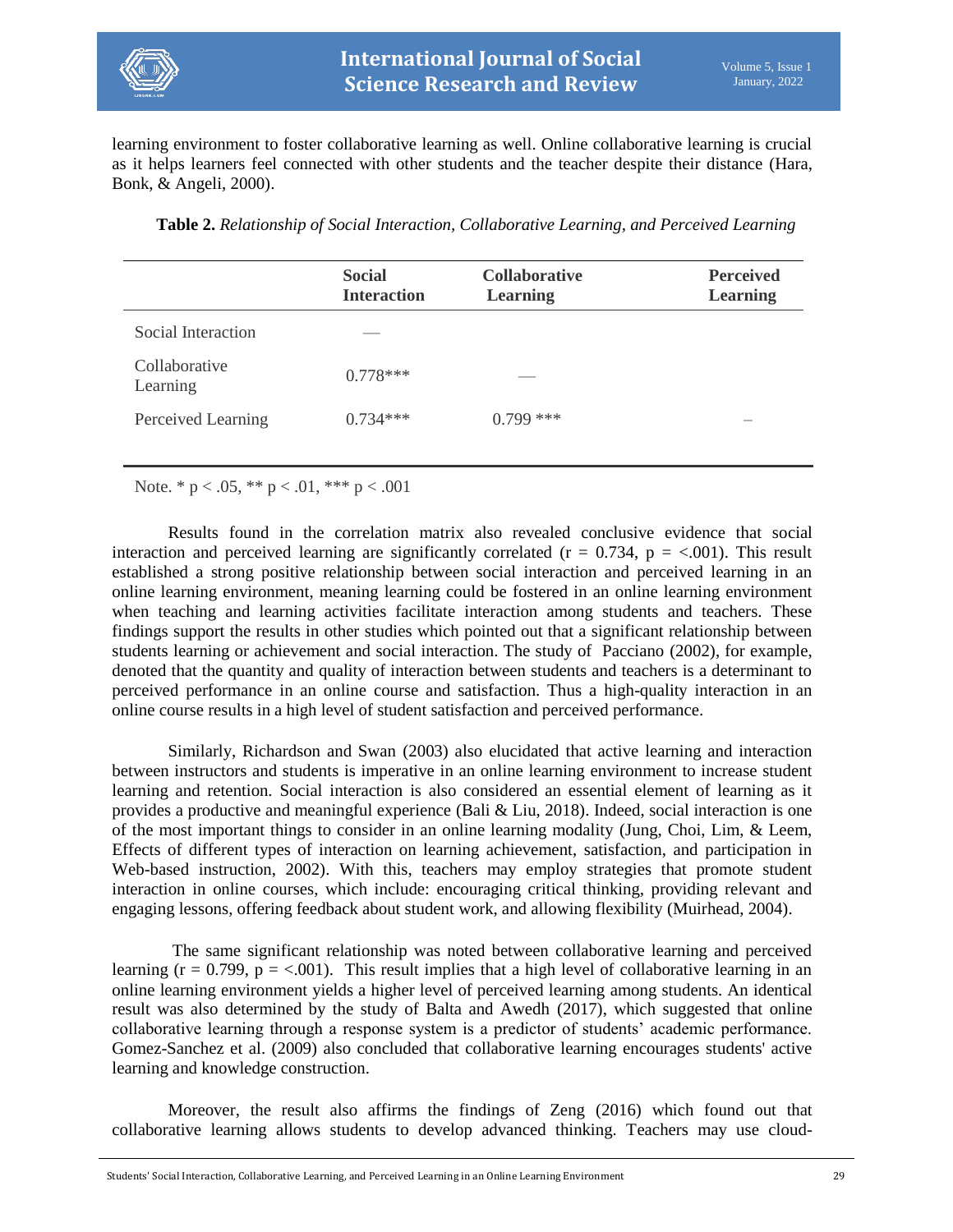learning environment to foster collaborative learning as well. Online collaborative learning is crucial as it helps learners feel connected with other students and the teacher despite their distance (Hara, Bonk, & Angeli, 2000).

**Table 2.** *Relationship of Social Interaction, Collaborative Learning, and Perceived Learning*

| | Social Interaction | Collaborative Learning | Perceived Learning |
|---|---|---|---|
| Social Interaction | — | | |
| Collaborative Learning | 0.778*** | — | |
| Perceived Learning | 0.734*** | 0.799 *** | – |

Note. * p < .05, ** p < .01, *** p < .001

Results found in the correlation matrix also revealed conclusive evidence that social interaction and perceived learning are significantly correlated ($r = 0.734$, $p = <.001$). This result established a strong positive relationship between social interaction and perceived learning in an online learning environment, meaning learning could be fostered in an online learning environment when teaching and learning activities facilitate interaction among students and teachers. These findings support the results in other studies which pointed out that a significant relationship between students learning or achievement and social interaction. The study of Pacciano (2002), for example, denoted that the quantity and quality of interaction between students and teachers is a determinant to perceived performance in an online course and satisfaction. Thus a high-quality interaction in an online course results in a high level of student satisfaction and perceived performance.

Similarly, Richardson and Swan (2003) also elucidated that active learning and interaction between instructors and students is imperative in an online learning environment to increase student learning and retention. Social interaction is also considered an essential element of learning as it provides a productive and meaningful experience (Bali & Liu, 2018). Indeed, social interaction is one of the most important things to consider in an online learning modality (Jung, Choi, Lim, & Leem, Effects of different types of interaction on learning achievement, satisfaction, and participation in Web-based instruction, 2002). With this, teachers may employ strategies that promote student interaction in online courses, which include: encouraging critical thinking, providing relevant and engaging lessons, offering feedback about student work, and allowing flexibility (Muirhead, 2004).

The same significant relationship was noted between collaborative learning and perceived learning ($r = 0.799$, $p = <.001$). This result implies that a high level of collaborative learning in an online learning environment yields a higher level of perceived learning among students. An identical result was also determined by the study of Balta and Awedh (2017), which suggested that online collaborative learning through a response system is a predictor of students' academic performance. Gomez-Sanchez et al. (2009) also concluded that collaborative learning encourages students' active learning and knowledge construction.

Moreover, the result also affirms the findings of Zeng (2016) which found out that collaborative learning allows students to develop advanced thinking. Teachers may use cloud-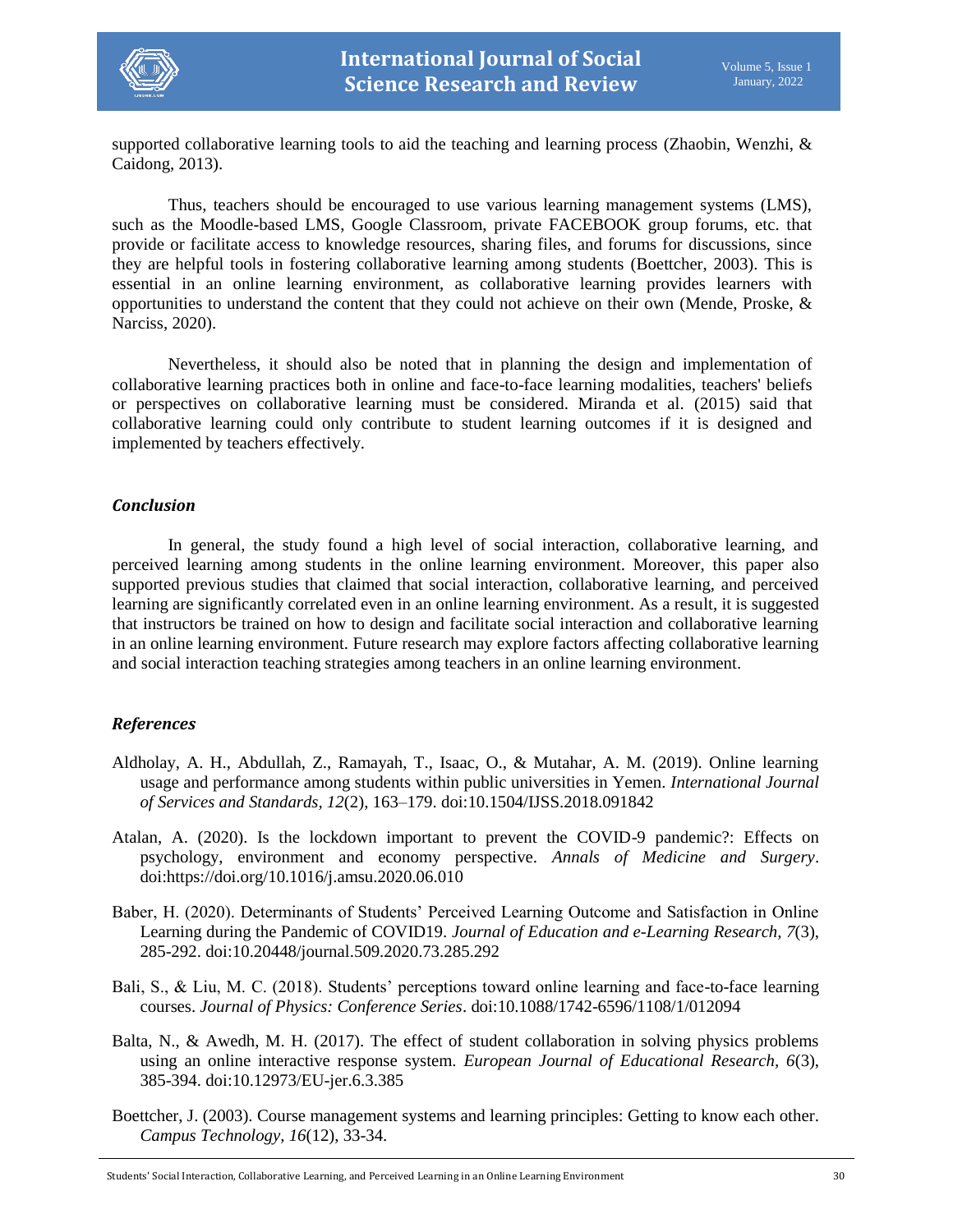supported collaborative learning tools to aid the teaching and learning process (Zhaobin, Wenzhi, & Caidong, 2013).

Thus, teachers should be encouraged to use various learning management systems (LMS), such as the Moodle-based LMS, Google Classroom, private FACEBOOK group forums, etc. that provide or facilitate access to knowledge resources, sharing files, and forums for discussions, since they are helpful tools in fostering collaborative learning among students (Boettcher, 2003). This is essential in an online learning environment, as collaborative learning provides learners with opportunities to understand the content that they could not achieve on their own (Mende, Proske, & Narciss, 2020).

Nevertheless, it should also be noted that in planning the design and implementation of collaborative learning practices both in online and face-to-face learning modalities, teachers' beliefs or perspectives on collaborative learning must be considered. Miranda et al. (2015) said that collaborative learning could only contribute to student learning outcomes if it is designed and implemented by teachers effectively.

### *Conclusion*

In general, the study found a high level of social interaction, collaborative learning, and perceived learning among students in the online learning environment. Moreover, this paper also supported previous studies that claimed that social interaction, collaborative learning, and perceived learning are significantly correlated even in an online learning environment. As a result, it is suggested that instructors be trained on how to design and facilitate social interaction and collaborative learning in an online learning environment. Future research may explore factors affecting collaborative learning and social interaction teaching strategies among teachers in an online learning environment.

### *References*

Aldholay, A. H., Abdullah, Z., Ramayah, T., Isaac, O., & Mutahar, A. M. (2019). Online learning usage and performance among students within public universities in Yemen. *International Journal of Services and Standards, 12*(2), 163–179. doi:10.1504/IJSS.2018.091842

Atalan, A. (2020). Is the lockdown important to prevent the COVID-9 pandemic?: Effects on psychology, environment and economy perspective. *Annals of Medicine and Surgery*. doi:https://doi.org/10.1016/j.amsu.2020.06.010

Baber, H. (2020). Determinants of Students' Perceived Learning Outcome and Satisfaction in Online Learning during the Pandemic of COVID19. *Journal of Education and e-Learning Research, 7*(3), 285-292. doi:10.20448/journal.509.2020.73.285.292

Bali, S., & Liu, M. C. (2018). Students' perceptions toward online learning and face-to-face learning courses. *Journal of Physics: Conference Series*. doi:10.1088/1742-6596/1108/1/012094

Balta, N., & Awedh, M. H. (2017). The effect of student collaboration in solving physics problems using an online interactive response system. *European Journal of Educational Research, 6*(3), 385-394. doi:10.12973/EU-jer.6.3.385

Boettcher, J. (2003). Course management systems and learning principles: Getting to know each other. *Campus Technology, 16*(12), 33-34.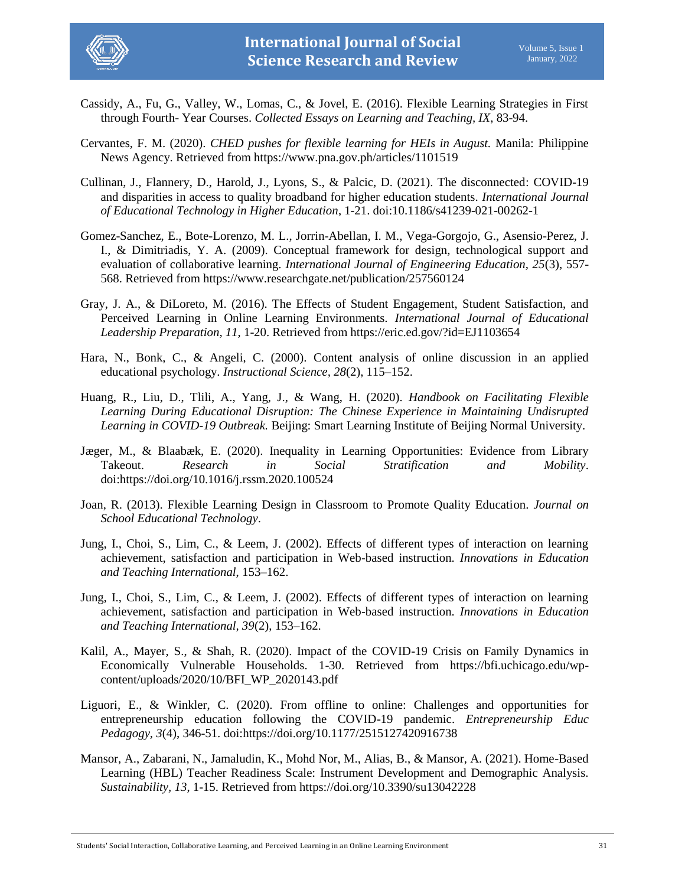Cassidy, A., Fu, G., Valley, W., Lomas, C., & Jovel, E. (2016). Flexible Learning Strategies in First through Fourth- Year Courses. *Collected Essays on Learning and Teaching, IX*, 83-94.

Cervantes, F. M. (2020). *CHED pushes for flexible learning for HEIs in August.* Manila: Philippine News Agency. Retrieved from https://www.pna.gov.ph/articles/1101519

Cullinan, J., Flannery, D., Harold, J., Lyons, S., & Palcic, D. (2021). The disconnected: COVID-19 and disparities in access to quality broadband for higher education students. *International Journal of Educational Technology in Higher Education*, 1-21. doi:10.1186/s41239-021-00262-1

Gomez-Sanchez, E., Bote-Lorenzo, M. L., Jorrin-Abellan, I. M., Vega-Gorgojo, G., Asensio-Perez, J. I., & Dimitriadis, Y. A. (2009). Conceptual framework for design, technological support and evaluation of collaborative learning. *International Journal of Engineering Education, 25*(3), 557-568. Retrieved from https://www.researchgate.net/publication/257560124

Gray, J. A., & DiLoreto, M. (2016). The Effects of Student Engagement, Student Satisfaction, and Perceived Learning in Online Learning Environments. *International Journal of Educational Leadership Preparation, 11*, 1-20. Retrieved from https://eric.ed.gov/?id=EJ1103654

Hara, N., Bonk, C., & Angeli, C. (2000). Content analysis of online discussion in an applied educational psychology. *Instructional Science, 28*(2), 115–152.

Huang, R., Liu, D., Tlili, A., Yang, J., & Wang, H. (2020). *Handbook on Facilitating Flexible Learning During Educational Disruption: The Chinese Experience in Maintaining Undisrupted Learning in COVID-19 Outbreak.* Beijing: Smart Learning Institute of Beijing Normal University.

Jæger, M., & Blaabæk, E. (2020). Inequality in Learning Opportunities: Evidence from Library Takeout. *Research in Social Stratification and Mobility*. doi:https://doi.org/10.1016/j.rssm.2020.100524

Joan, R. (2013). Flexible Learning Design in Classroom to Promote Quality Education. *Journal on School Educational Technology*.

Jung, I., Choi, S., Lim, C., & Leem, J. (2002). Effects of different types of interaction on learning achievement, satisfaction and participation in Web-based instruction. *Innovations in Education and Teaching International*, 153–162.

Jung, I., Choi, S., Lim, C., & Leem, J. (2002). Effects of different types of interaction on learning achievement, satisfaction and participation in Web-based instruction. *Innovations in Education and Teaching International, 39*(2), 153–162.

Kalil, A., Mayer, S., & Shah, R. (2020). Impact of the COVID-19 Crisis on Family Dynamics in Economically Vulnerable Households. 1-30. Retrieved from https://bfi.uchicago.edu/wp-content/uploads/2020/10/BFI_WP_2020143.pdf

Liguori, E., & Winkler, C. (2020). From offline to online: Challenges and opportunities for entrepreneurship education following the COVID-19 pandemic. *Entrepreneurship Educ Pedagogy, 3*(4), 346-51. doi:https://doi.org/10.1177/2515127420916738

Mansor, A., Zabarani, N., Jamaludin, K., Mohd Nor, M., Alias, B., & Mansor, A. (2021). Home-Based Learning (HBL) Teacher Readiness Scale: Instrument Development and Demographic Analysis. *Sustainability, 13*, 1-15. Retrieved from https://doi.org/10.3390/su13042228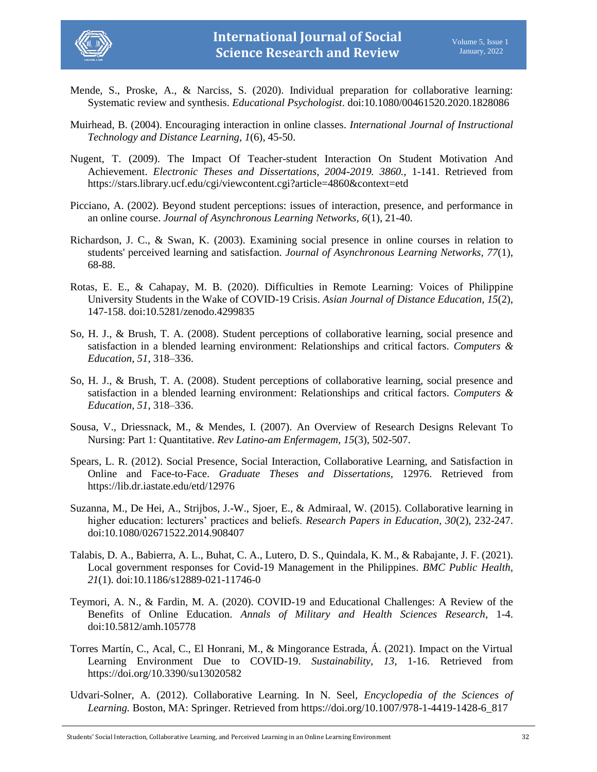Mende, S., Proske, A., & Narciss, S. (2020). Individual preparation for collaborative learning: Systematic review and synthesis. *Educational Psychologist*. doi:10.1080/00461520.2020.1828086

Muirhead, B. (2004). Encouraging interaction in online classes. *International Journal of Instructional Technology and Distance Learning, 1*(6), 45-50.

Nugent, T. (2009). The Impact Of Teacher-student Interaction On Student Motivation And Achievement. *Electronic Theses and Dissertations, 2004-2019. 3860.*, 1-141. Retrieved from https://stars.library.ucf.edu/cgi/viewcontent.cgi?article=4860&context=etd

Picciano, A. (2002). Beyond student perceptions: issues of interaction, presence, and performance in an online course. *Journal of Asynchronous Learning Networks, 6*(1), 21-40.

Richardson, J. C., & Swan, K. (2003). Examining social presence in online courses in relation to students' perceived learning and satisfaction. *Journal of Asynchronous Learning Networks, 77*(1), 68-88.

Rotas, E. E., & Cahapay, M. B. (2020). Difficulties in Remote Learning: Voices of Philippine University Students in the Wake of COVID-19 Crisis. *Asian Journal of Distance Education, 15*(2), 147-158. doi:10.5281/zenodo.4299835

So, H. J., & Brush, T. A. (2008). Student perceptions of collaborative learning, social presence and satisfaction in a blended learning environment: Relationships and critical factors. *Computers & Education, 51*, 318–336.

So, H. J., & Brush, T. A. (2008). Student perceptions of collaborative learning, social presence and satisfaction in a blended learning environment: Relationships and critical factors. *Computers & Education, 51*, 318–336.

Sousa, V., Driessnack, M., & Mendes, I. (2007). An Overview of Research Designs Relevant To Nursing: Part 1: Quantitative. *Rev Latino-am Enfermagem, 15*(3), 502-507.

Spears, L. R. (2012). Social Presence, Social Interaction, Collaborative Learning, and Satisfaction in Online and Face-to-Face. *Graduate Theses and Dissertations*, 12976. Retrieved from https://lib.dr.iastate.edu/etd/12976

Suzanna, M., De Hei, A., Strijbos, J.-W., Sjoer, E., & Admiraal, W. (2015). Collaborative learning in higher education: lecturers' practices and beliefs. *Research Papers in Education, 30*(2), 232-247. doi:10.1080/02671522.2014.908407

Talabis, D. A., Babierra, A. L., Buhat, C. A., Lutero, D. S., Quindala, K. M., & Rabajante, J. F. (2021). Local government responses for Covid-19 Management in the Philippines. *BMC Public Health, 21*(1). doi:10.1186/s12889-021-11746-0

Teymori, A. N., & Fardin, M. A. (2020). COVID-19 and Educational Challenges: A Review of the Benefits of Online Education. *Annals of Military and Health Sciences Research*, 1-4. doi:10.5812/amh.105778

Torres Martín, C., Acal, C., El Honrani, M., & Mingorance Estrada, Á. (2021). Impact on the Virtual Learning Environment Due to COVID-19. *Sustainability, 13*, 1-16. Retrieved from https://doi.org/10.3390/su13020582

Udvari-Solner, A. (2012). Collaborative Learning. In N. Seel, *Encyclopedia of the Sciences of Learning*. Boston, MA: Springer. Retrieved from https://doi.org/10.1007/978-1-4419-1428-6_817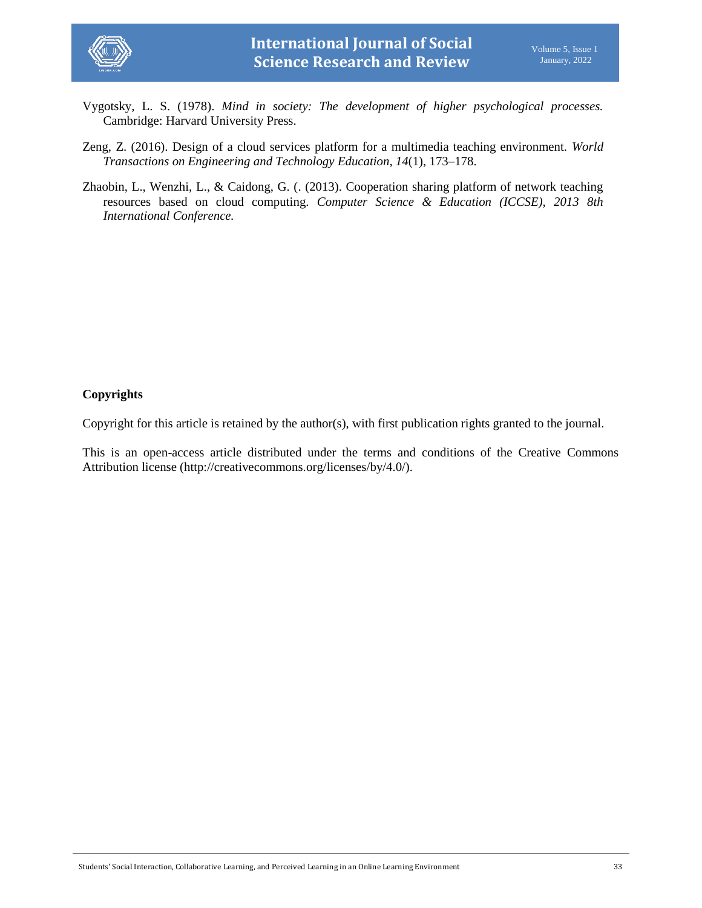Vygotsky, L. S. (1978). *Mind in society: The development of higher psychological processes.* Cambridge: Harvard University Press.

Zeng, Z. (2016). Design of a cloud services platform for a multimedia teaching environment. *World Transactions on Engineering and Technology Education*, *14*(1), 173–178.

Zhaobin, L., Wenzhi, L., & Caidong, G. (. (2013). Cooperation sharing platform of network teaching resources based on cloud computing. *Computer Science & Education (ICCSE), 2013 8th International Conference.*

**Copyrights**

Copyright for this article is retained by the author(s), with first publication rights granted to the journal.

This is an open-access article distributed under the terms and conditions of the Creative Commons Attribution license (http://creativecommons.org/licenses/by/4.0/).